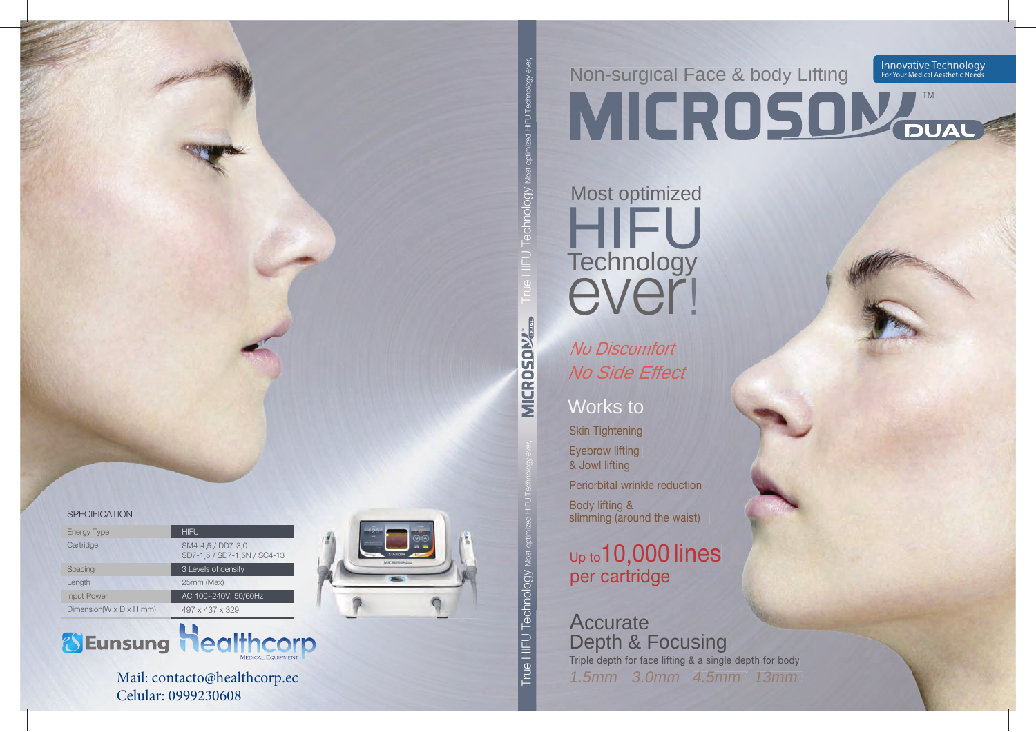# Non-surgical Face & body Lifting

# MICROSON DUAL™

Innovative Technology
For Your Medical Aesthetic Needs

## Most optimized HIFU Technology ever!

*No Discomfort*
*No Side Effect*

## Works to

- Skin Tightening
- Eyebrow lifting & Jowl lifting
- Periorbital wrinkle reduction
- Body lifting & slimming (around the waist)

Up to 10,000 lines per cartridge

## Accurate Depth & Focusing

Triple depth for face lifting & a single depth for body

*1.5mm 3.0mm 4.5mm 13mm*

True HIFU Technology Most optimized HIFU Technology ever,

MICROSON DUAL

True HIFU Technology Most optimized HIFU Technology ever,

SPECIFICATION

| | |
|---|---|
| Energy Type | HIFU |
| Cartridge | SM4-4,5 / DD7-3,0<br>SD7-1,5 / SD7-1,5N / SC4-13 |
| Spacing | 3 Levels of density |
| Length | 25mm (Max) |
| Input Power | AC 100~240V, 50/60Hz |
| Dimension(W x D x H mm) | 497 x 437 x 329 |

Eunsung Healthcorp MEDICAL EQUIPMENT

Mail: contacto@healthcorp.ec
Celular: 0999230608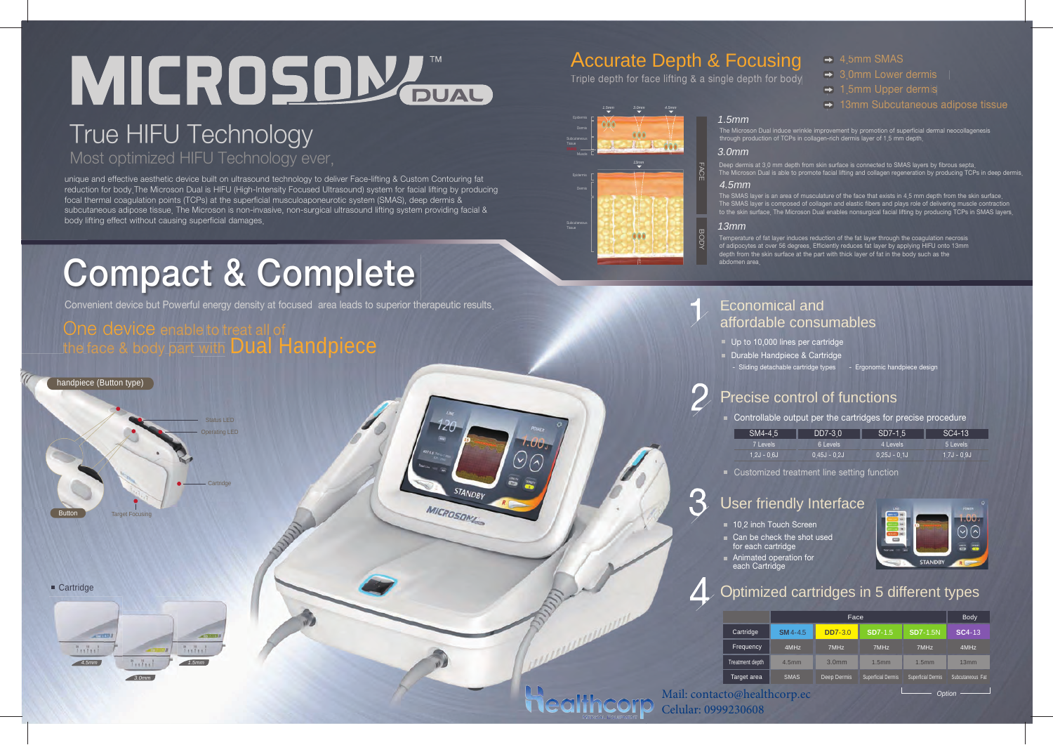# MICROSON™ DUAL

## True HIFU Technology

Most optimized HIFU Technology ever.

unique and effective aesthetic device built on ultrasound technology to deliver Face-lifting & Custom Contouring fat reduction for body.The Microson Dual is HIFU (High-Intensity Focused Ultrasound) system for facial lifting by producing focal thermal coagulation points (TCPs) at the superficial musculoaponeurotic system (SMAS), deep dermis & subcutaneous adipose tissue. The Microson is non-invasive, non-surgical ultrasound lifting system providing facial & body lifting effect without causing superficial damages.

## Accurate Depth & Focusing

Triple depth for face lifting & a single depth for body

- 4.5mm SMAS
- 3.0mm Lower dermis
- 1.5mm Upper dermis
- 13mm Subcutaneous adipose tissue

Epidermis
Dermis
Subcutaneous Tissue
Muscle
1.5mm 3.0mm 4.5mm
13mm
FACE
BODY

### 1.5mm

The Microson Dual induce wrinkle improvement by promotion of superficial dermal neocollagenesis through production of TCPs in collagen-rich dermis layer of 1.5 mm depth.

### 3.0mm

Deep dermis at 3.0 mm depth from skin surface is connected to SMAS layers by fibrous septa. The Microson Dual is able to promote facial lifting and collagen regeneration by producing TCPs in deep dermis.

### 4.5mm

The SMAS layer is an area of musculature of the face that exists in 4.5 mm depth from the skin surface. The SMAS layer is composed of collagen and elastic fibers and plays role of delivering muscle contraction to the skin surface. The Microson Dual enables nonsurgical facial lifting by producing TCPs in SMAS layers.

### 13mm

Temperature of fat layer induces reduction of the fat layer through the coagulation necrosis of adipocytes at over 56 degrees. Efficiently reduces fat layer by applying HIFU onto 13mm depth from the skin surface at the part with thick layer of fat in the body such as the abdomen area.

## Compact & Complete

Convenient device but Powerful energy density at focused area leads to superior therapeutic results.

One device enable to treat all of the face & body part with Dual Handpiece

handpiece (Button type)

Status LED
Operating LED
Cartridge
Button
Target Focusing

- Cartridge

4.5mm
3.0mm
1.5mm

## 1 Economical and affordable consumables

- Up to 10,000 lines per cartridge
- Durable Handpiece & Cartridge
  - Sliding detachable cartridge types - Ergonomic handpiece design

## 2 Precise control of functions

- Controllable output per the cartridges for precise procedure

| SM4-4.5 | DD7-3.0 | SD7-1.5 | SC4-13 |
|---|---|---|---|
| 7 Levels | 6 Levels | 4 Levels | 5 Levels |
| 1.2J - 0.6J | 0.45J - 0.2J | 0.25J - 0.1J | 1.7J - 0.9J |

- Customized treatment line setting function

## 3 User friendly Interface

- 10.2 inch Touch Screen
- Can be check the shot used for each cartridge
- Animated operation for each Cartridge

## 4 Optimized cartridges in 5 different types

| | Face | | | | Body |
|---|---|---|---|---|---|
| Cartridge | SM4-4.5 | DD7-3.0 | SD7-1.5 | SD7-1.5N | SC4-13 |
| Frequency | 4MHz | 7MHz | 7MHz | 7MHz | 4MHz |
| Treatment depth | 4.5mm | 3.0mm | 1.5mm | 1.5mm | 13mm |
| Target area | SMAS | Deep Dermis | Superficial Dermis | Superficial Dermis | Subcutaneous Fat |

Option

Healthcorp

Mail: contacto@healthcorp.ec
Celular: 0999230608